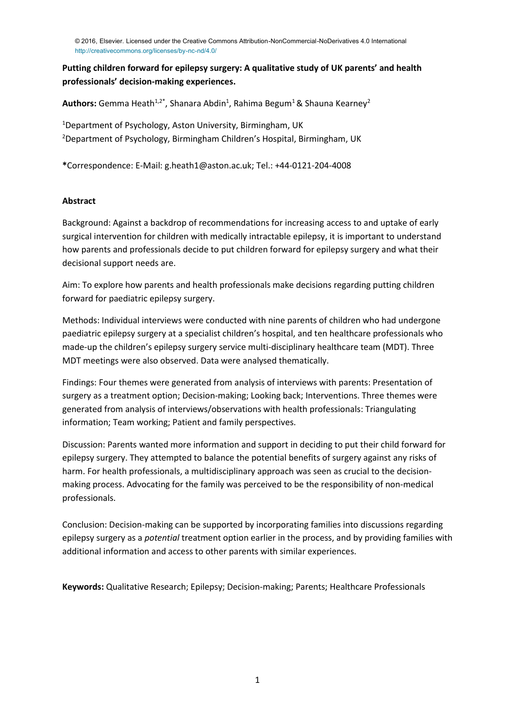© 2016, Elsevier. Licensed under the Creative Commons Attribution-NonCommercial-NoDerivatives 4.0 International http://creativecommons.org/licenses/by-nc-nd/4.0/

# Putting children forward for epilepsy surgery: A qualitative study of UK parents' and health professionals' decision-making experiences.

**Authors:** Gemma Heath[1,2*], Shanara Abdin[1], Rahima Begum[1] & Shauna Kearney[2]

[1]Department of Psychology, Aston University, Birmingham, UK
[2]Department of Psychology, Birmingham Children's Hospital, Birmingham, UK

**\***Correspondence: E-Mail: g.heath1@aston.ac.uk; Tel.: +44-0121-204-4008

## Abstract

Background: Against a backdrop of recommendations for increasing access to and uptake of early surgical intervention for children with medically intractable epilepsy, it is important to understand how parents and professionals decide to put children forward for epilepsy surgery and what their decisional support needs are.

Aim: To explore how parents and health professionals make decisions regarding putting children forward for paediatric epilepsy surgery.

Methods: Individual interviews were conducted with nine parents of children who had undergone paediatric epilepsy surgery at a specialist children's hospital, and ten healthcare professionals who made-up the children's epilepsy surgery service multi-disciplinary healthcare team (MDT). Three MDT meetings were also observed. Data were analysed thematically.

Findings: Four themes were generated from analysis of interviews with parents: Presentation of surgery as a treatment option; Decision-making; Looking back; Interventions. Three themes were generated from analysis of interviews/observations with health professionals: Triangulating information; Team working; Patient and family perspectives.

Discussion: Parents wanted more information and support in deciding to put their child forward for epilepsy surgery. They attempted to balance the potential benefits of surgery against any risks of harm. For health professionals, a multidisciplinary approach was seen as crucial to the decision-making process. Advocating for the family was perceived to be the responsibility of non-medical professionals.

Conclusion: Decision-making can be supported by incorporating families into discussions regarding epilepsy surgery as a *potential* treatment option earlier in the process, and by providing families with additional information and access to other parents with similar experiences.

**Keywords:** Qualitative Research; Epilepsy; Decision-making; Parents; Healthcare Professionals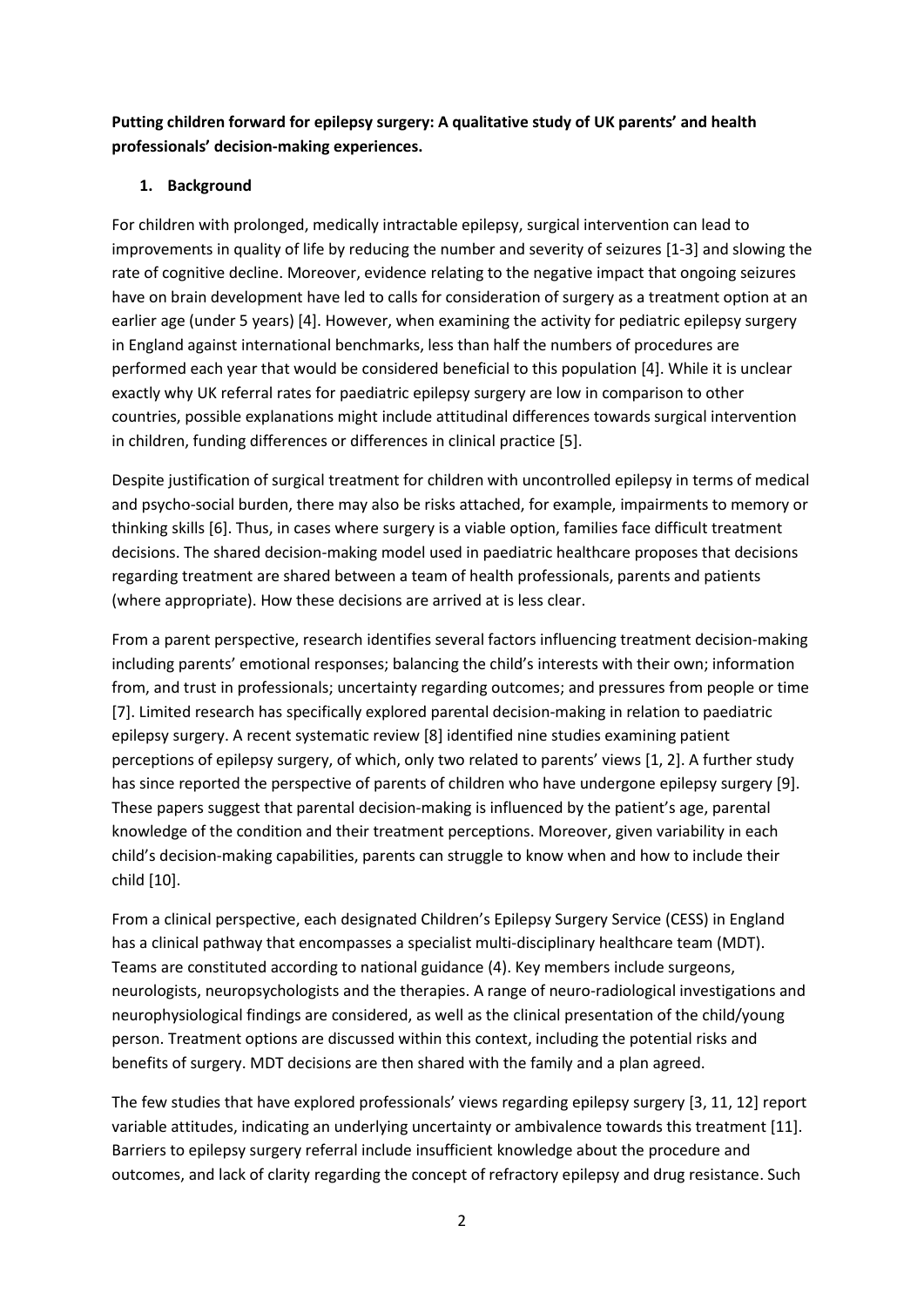**Putting children forward for epilepsy surgery: A qualitative study of UK parents' and health professionals' decision-making experiences.**

## 1. Background

For children with prolonged, medically intractable epilepsy, surgical intervention can lead to improvements in quality of life by reducing the number and severity of seizures [1-3] and slowing the rate of cognitive decline. Moreover, evidence relating to the negative impact that ongoing seizures have on brain development have led to calls for consideration of surgery as a treatment option at an earlier age (under 5 years) [4]. However, when examining the activity for pediatric epilepsy surgery in England against international benchmarks, less than half the numbers of procedures are performed each year that would be considered beneficial to this population [4]. While it is unclear exactly why UK referral rates for paediatric epilepsy surgery are low in comparison to other countries, possible explanations might include attitudinal differences towards surgical intervention in children, funding differences or differences in clinical practice [5].

Despite justification of surgical treatment for children with uncontrolled epilepsy in terms of medical and psycho-social burden, there may also be risks attached, for example, impairments to memory or thinking skills [6]. Thus, in cases where surgery is a viable option, families face difficult treatment decisions. The shared decision-making model used in paediatric healthcare proposes that decisions regarding treatment are shared between a team of health professionals, parents and patients (where appropriate). How these decisions are arrived at is less clear.

From a parent perspective, research identifies several factors influencing treatment decision-making including parents' emotional responses; balancing the child's interests with their own; information from, and trust in professionals; uncertainty regarding outcomes; and pressures from people or time [7]. Limited research has specifically explored parental decision-making in relation to paediatric epilepsy surgery. A recent systematic review [8] identified nine studies examining patient perceptions of epilepsy surgery, of which, only two related to parents' views [1, 2]. A further study has since reported the perspective of parents of children who have undergone epilepsy surgery [9]. These papers suggest that parental decision-making is influenced by the patient's age, parental knowledge of the condition and their treatment perceptions. Moreover, given variability in each child's decision-making capabilities, parents can struggle to know when and how to include their child [10].

From a clinical perspective, each designated Children's Epilepsy Surgery Service (CESS) in England has a clinical pathway that encompasses a specialist multi-disciplinary healthcare team (MDT). Teams are constituted according to national guidance (4). Key members include surgeons, neurologists, neuropsychologists and the therapies. A range of neuro-radiological investigations and neurophysiological findings are considered, as well as the clinical presentation of the child/young person. Treatment options are discussed within this context, including the potential risks and benefits of surgery. MDT decisions are then shared with the family and a plan agreed.

The few studies that have explored professionals' views regarding epilepsy surgery [3, 11, 12] report variable attitudes, indicating an underlying uncertainty or ambivalence towards this treatment [11]. Barriers to epilepsy surgery referral include insufficient knowledge about the procedure and outcomes, and lack of clarity regarding the concept of refractory epilepsy and drug resistance. Such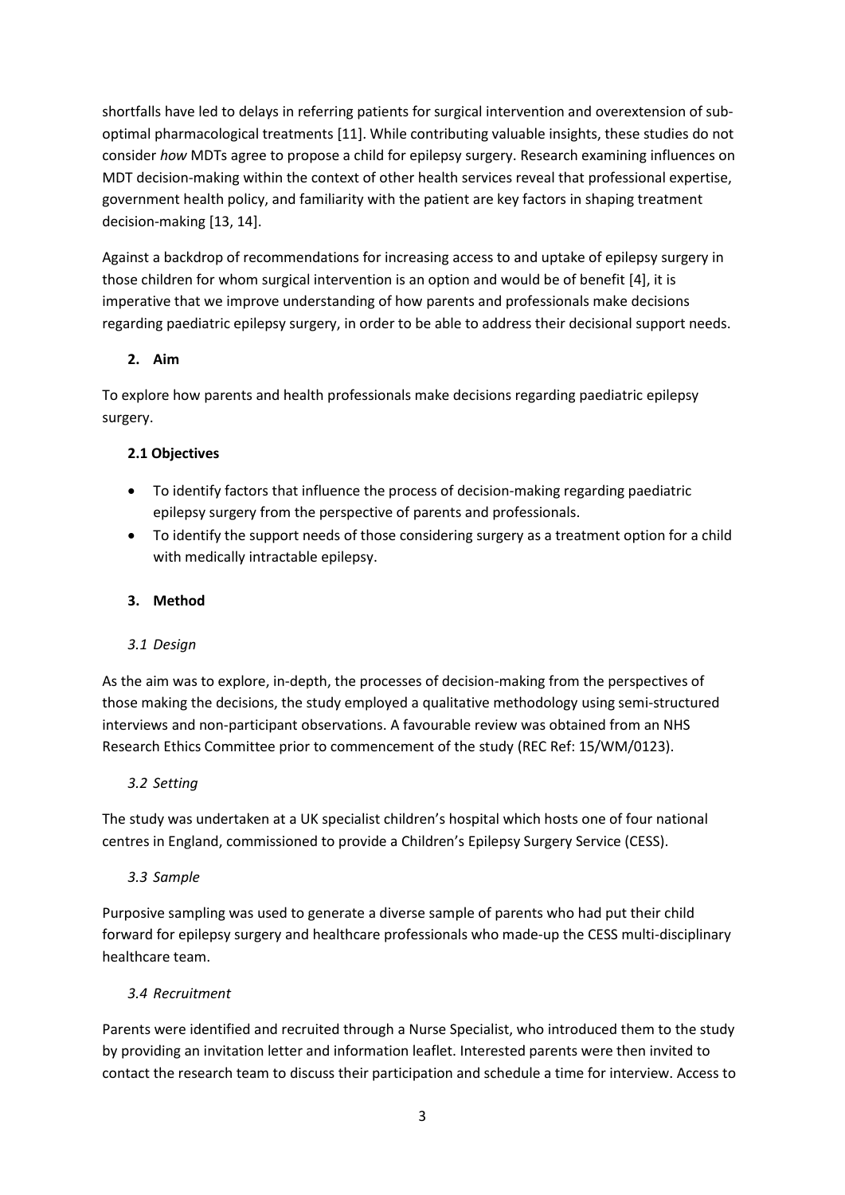shortfalls have led to delays in referring patients for surgical intervention and overextension of sub-optimal pharmacological treatments [11]. While contributing valuable insights, these studies do not consider *how* MDTs agree to propose a child for epilepsy surgery. Research examining influences on MDT decision-making within the context of other health services reveal that professional expertise, government health policy, and familiarity with the patient are key factors in shaping treatment decision-making [13, 14].

Against a backdrop of recommendations for increasing access to and uptake of epilepsy surgery in those children for whom surgical intervention is an option and would be of benefit [4], it is imperative that we improve understanding of how parents and professionals make decisions regarding paediatric epilepsy surgery, in order to be able to address their decisional support needs.

## 2. Aim

To explore how parents and health professionals make decisions regarding paediatric epilepsy surgery.

### 2.1 Objectives

- To identify factors that influence the process of decision-making regarding paediatric epilepsy surgery from the perspective of parents and professionals.
- To identify the support needs of those considering surgery as a treatment option for a child with medically intractable epilepsy.

## 3. Method

### *3.1 Design*

As the aim was to explore, in-depth, the processes of decision-making from the perspectives of those making the decisions, the study employed a qualitative methodology using semi-structured interviews and non-participant observations. A favourable review was obtained from an NHS Research Ethics Committee prior to commencement of the study (REC Ref: 15/WM/0123).

### *3.2 Setting*

The study was undertaken at a UK specialist children's hospital which hosts one of four national centres in England, commissioned to provide a Children's Epilepsy Surgery Service (CESS).

### *3.3 Sample*

Purposive sampling was used to generate a diverse sample of parents who had put their child forward for epilepsy surgery and healthcare professionals who made-up the CESS multi-disciplinary healthcare team.

### *3.4 Recruitment*

Parents were identified and recruited through a Nurse Specialist, who introduced them to the study by providing an invitation letter and information leaflet. Interested parents were then invited to contact the research team to discuss their participation and schedule a time for interview. Access to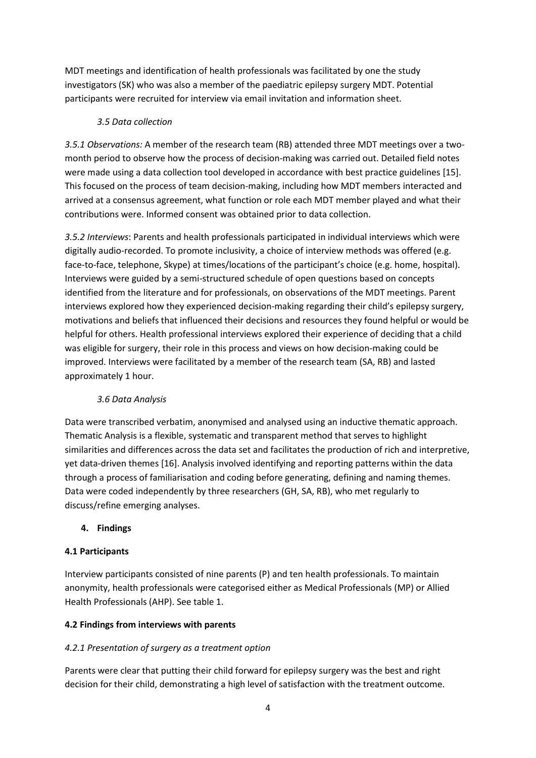MDT meetings and identification of health professionals was facilitated by one the study investigators (SK) who was also a member of the paediatric epilepsy surgery MDT. Potential participants were recruited for interview via email invitation and information sheet.

### *3.5 Data collection*

*3.5.1 Observations:* A member of the research team (RB) attended three MDT meetings over a two-month period to observe how the process of decision-making was carried out. Detailed field notes were made using a data collection tool developed in accordance with best practice guidelines [15]. This focused on the process of team decision-making, including how MDT members interacted and arrived at a consensus agreement, what function or role each MDT member played and what their contributions were. Informed consent was obtained prior to data collection.

*3.5.2 Interviews*: Parents and health professionals participated in individual interviews which were digitally audio-recorded. To promote inclusivity, a choice of interview methods was offered (e.g. face-to-face, telephone, Skype) at times/locations of the participant's choice (e.g. home, hospital). Interviews were guided by a semi-structured schedule of open questions based on concepts identified from the literature and for professionals, on observations of the MDT meetings. Parent interviews explored how they experienced decision-making regarding their child's epilepsy surgery, motivations and beliefs that influenced their decisions and resources they found helpful or would be helpful for others. Health professional interviews explored their experience of deciding that a child was eligible for surgery, their role in this process and views on how decision-making could be improved. Interviews were facilitated by a member of the research team (SA, RB) and lasted approximately 1 hour.

### *3.6 Data Analysis*

Data were transcribed verbatim, anonymised and analysed using an inductive thematic approach. Thematic Analysis is a flexible, systematic and transparent method that serves to highlight similarities and differences across the data set and facilitates the production of rich and interpretive, yet data-driven themes [16]. Analysis involved identifying and reporting patterns within the data through a process of familiarisation and coding before generating, defining and naming themes. Data were coded independently by three researchers (GH, SA, RB), who met regularly to discuss/refine emerging analyses.

## 4. Findings

### 4.1 Participants

Interview participants consisted of nine parents (P) and ten health professionals. To maintain anonymity, health professionals were categorised either as Medical Professionals (MP) or Allied Health Professionals (AHP). See table 1.

### 4.2 Findings from interviews with parents

#### *4.2.1 Presentation of surgery as a treatment option*

Parents were clear that putting their child forward for epilepsy surgery was the best and right decision for their child, demonstrating a high level of satisfaction with the treatment outcome.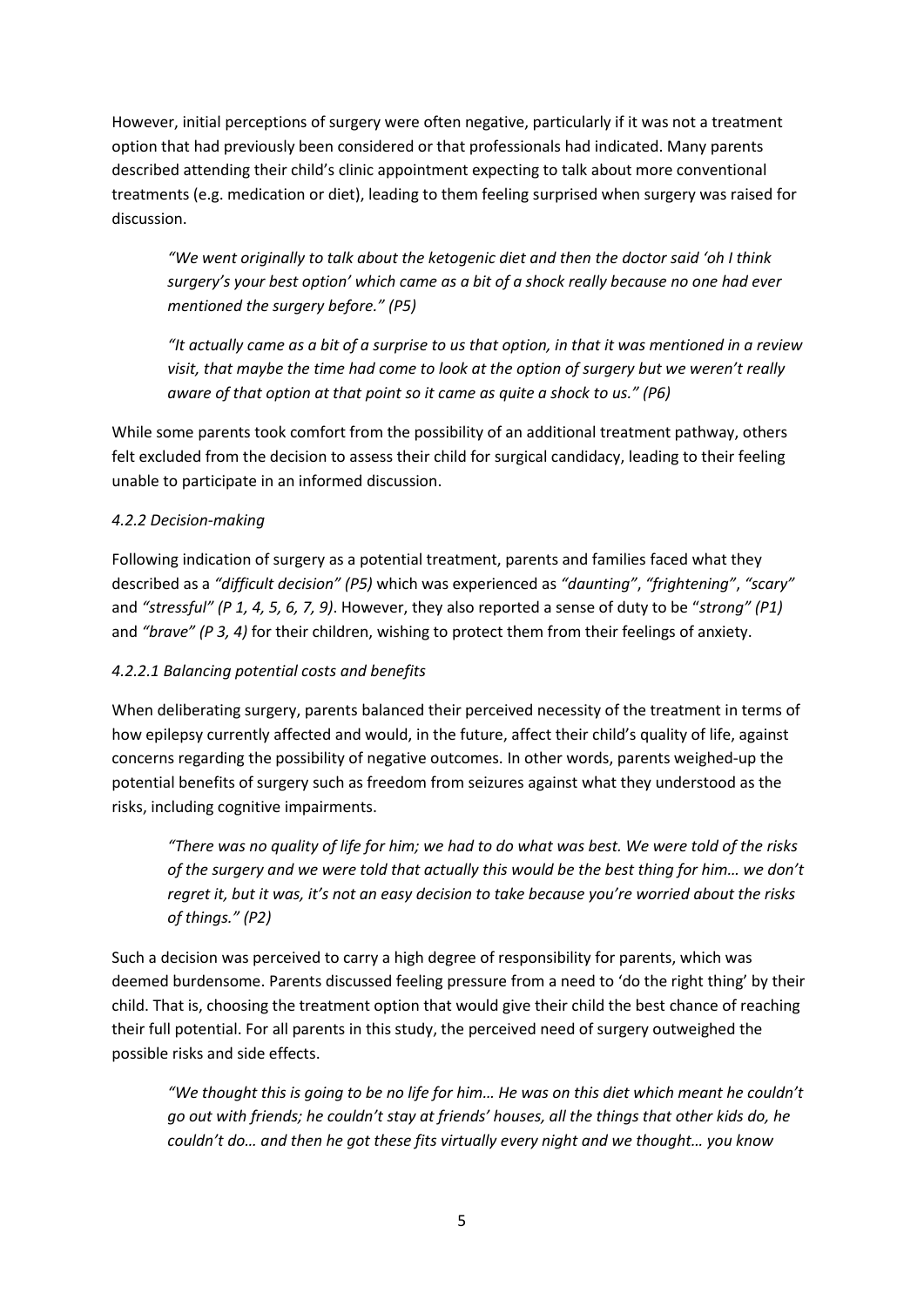However, initial perceptions of surgery were often negative, particularly if it was not a treatment option that had previously been considered or that professionals had indicated. Many parents described attending their child's clinic appointment expecting to talk about more conventional treatments (e.g. medication or diet), leading to them feeling surprised when surgery was raised for discussion.

> *"We went originally to talk about the ketogenic diet and then the doctor said 'oh I think surgery's your best option' which came as a bit of a shock really because no one had ever mentioned the surgery before." (P5)*

> *"It actually came as a bit of a surprise to us that option, in that it was mentioned in a review visit, that maybe the time had come to look at the option of surgery but we weren't really aware of that option at that point so it came as quite a shock to us." (P6)*

While some parents took comfort from the possibility of an additional treatment pathway, others felt excluded from the decision to assess their child for surgical candidacy, leading to their feeling unable to participate in an informed discussion.

#### *4.2.2 Decision-making*

Following indication of surgery as a potential treatment, parents and families faced what they described as a *"difficult decision" (P5)* which was experienced as *"daunting"*, *"frightening"*, *"scary"* and *"stressful" (P 1, 4, 5, 6, 7, 9)*. However, they also reported a sense of duty to be "*strong" (P1)* and *"brave" (P 3, 4)* for their children, wishing to protect them from their feelings of anxiety.

##### *4.2.2.1 Balancing potential costs and benefits*

When deliberating surgery, parents balanced their perceived necessity of the treatment in terms of how epilepsy currently affected and would, in the future, affect their child's quality of life, against concerns regarding the possibility of negative outcomes. In other words, parents weighed-up the potential benefits of surgery such as freedom from seizures against what they understood as the risks, including cognitive impairments.

> *"There was no quality of life for him; we had to do what was best. We were told of the risks of the surgery and we were told that actually this would be the best thing for him… we don't regret it, but it was, it's not an easy decision to take because you're worried about the risks of things." (P2)*

Such a decision was perceived to carry a high degree of responsibility for parents, which was deemed burdensome. Parents discussed feeling pressure from a need to 'do the right thing' by their child. That is, choosing the treatment option that would give their child the best chance of reaching their full potential. For all parents in this study, the perceived need of surgery outweighed the possible risks and side effects.

> *"We thought this is going to be no life for him… He was on this diet which meant he couldn't go out with friends; he couldn't stay at friends' houses, all the things that other kids do, he couldn't do… and then he got these fits virtually every night and we thought… you know*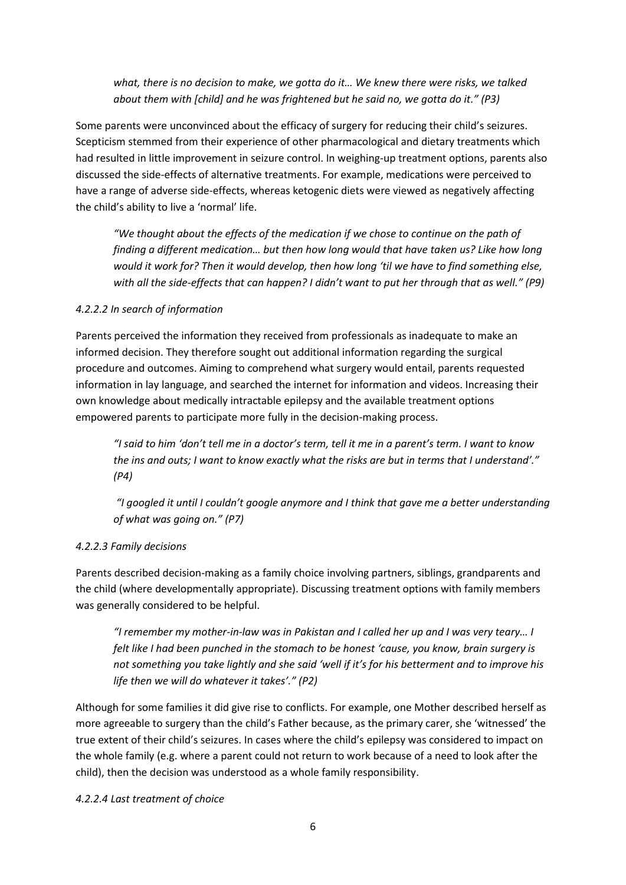*what, there is no decision to make, we gotta do it… We knew there were risks, we talked about them with [child] and he was frightened but he said no, we gotta do it." (P3)*

Some parents were unconvinced about the efficacy of surgery for reducing their child's seizures. Scepticism stemmed from their experience of other pharmacological and dietary treatments which had resulted in little improvement in seizure control. In weighing-up treatment options, parents also discussed the side-effects of alternative treatments. For example, medications were perceived to have a range of adverse side-effects, whereas ketogenic diets were viewed as negatively affecting the child's ability to live a 'normal' life.

> *"We thought about the effects of the medication if we chose to continue on the path of finding a different medication… but then how long would that have taken us? Like how long would it work for? Then it would develop, then how long 'til we have to find something else, with all the side-effects that can happen? I didn't want to put her through that as well." (P9)*

#### *4.2.2.2 In search of information*

Parents perceived the information they received from professionals as inadequate to make an informed decision. They therefore sought out additional information regarding the surgical procedure and outcomes. Aiming to comprehend what surgery would entail, parents requested information in lay language, and searched the internet for information and videos. Increasing their own knowledge about medically intractable epilepsy and the available treatment options empowered parents to participate more fully in the decision-making process.

> *"I said to him 'don't tell me in a doctor's term, tell it me in a parent's term. I want to know the ins and outs; I want to know exactly what the risks are but in terms that I understand'." (P4)*

> *"I googled it until I couldn't google anymore and I think that gave me a better understanding of what was going on." (P7)*

#### *4.2.2.3 Family decisions*

Parents described decision-making as a family choice involving partners, siblings, grandparents and the child (where developmentally appropriate). Discussing treatment options with family members was generally considered to be helpful.

> *"I remember my mother-in-law was in Pakistan and I called her up and I was very teary… I felt like I had been punched in the stomach to be honest 'cause, you know, brain surgery is not something you take lightly and she said 'well if it's for his betterment and to improve his life then we will do whatever it takes'." (P2)*

Although for some families it did give rise to conflicts. For example, one Mother described herself as more agreeable to surgery than the child's Father because, as the primary carer, she 'witnessed' the true extent of their child's seizures. In cases where the child's epilepsy was considered to impact on the whole family (e.g. where a parent could not return to work because of a need to look after the child), then the decision was understood as a whole family responsibility.

#### *4.2.2.4 Last treatment of choice*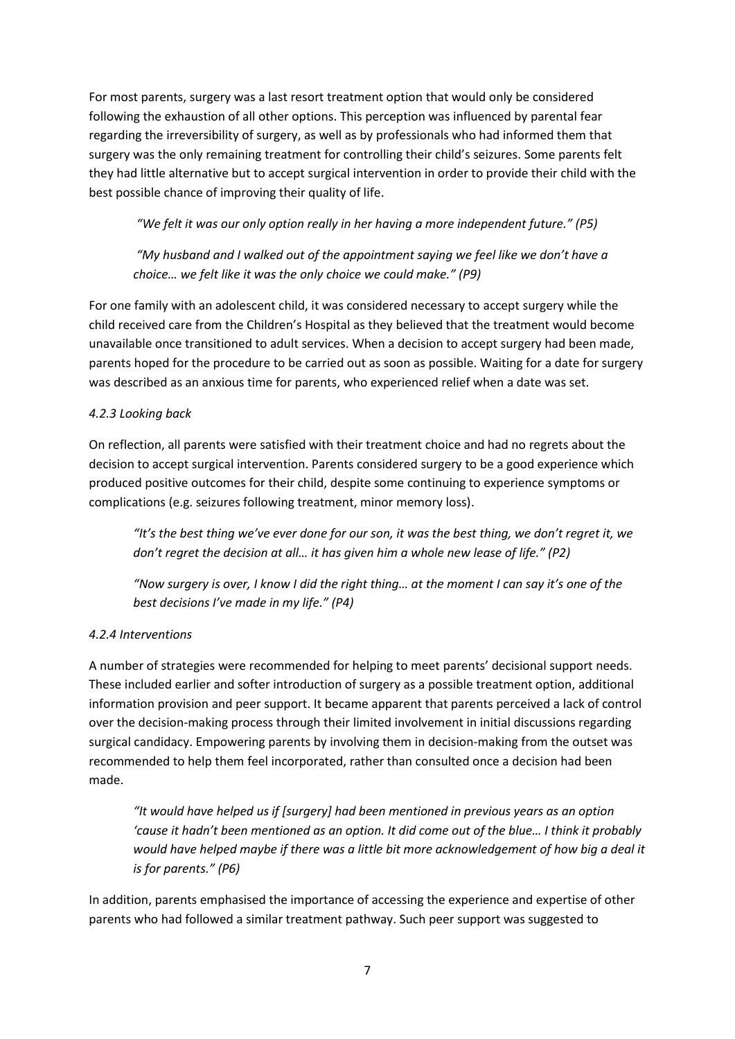For most parents, surgery was a last resort treatment option that would only be considered following the exhaustion of all other options. This perception was influenced by parental fear regarding the irreversibility of surgery, as well as by professionals who had informed them that surgery was the only remaining treatment for controlling their child's seizures. Some parents felt they had little alternative but to accept surgical intervention in order to provide their child with the best possible chance of improving their quality of life.

> *"We felt it was our only option really in her having a more independent future." (P5)*

> *"My husband and I walked out of the appointment saying we feel like we don't have a choice… we felt like it was the only choice we could make." (P9)*

For one family with an adolescent child, it was considered necessary to accept surgery while the child received care from the Children's Hospital as they believed that the treatment would become unavailable once transitioned to adult services. When a decision to accept surgery had been made, parents hoped for the procedure to be carried out as soon as possible. Waiting for a date for surgery was described as an anxious time for parents, who experienced relief when a date was set.

#### *4.2.3 Looking back*

On reflection, all parents were satisfied with their treatment choice and had no regrets about the decision to accept surgical intervention. Parents considered surgery to be a good experience which produced positive outcomes for their child, despite some continuing to experience symptoms or complications (e.g. seizures following treatment, minor memory loss).

> *"It's the best thing we've ever done for our son, it was the best thing, we don't regret it, we don't regret the decision at all… it has given him a whole new lease of life." (P2)*

> *"Now surgery is over, I know I did the right thing… at the moment I can say it's one of the best decisions I've made in my life." (P4)*

#### *4.2.4 Interventions*

A number of strategies were recommended for helping to meet parents' decisional support needs. These included earlier and softer introduction of surgery as a possible treatment option, additional information provision and peer support. It became apparent that parents perceived a lack of control over the decision-making process through their limited involvement in initial discussions regarding surgical candidacy. Empowering parents by involving them in decision-making from the outset was recommended to help them feel incorporated, rather than consulted once a decision had been made.

> *"It would have helped us if [surgery] had been mentioned in previous years as an option 'cause it hadn't been mentioned as an option. It did come out of the blue… I think it probably would have helped maybe if there was a little bit more acknowledgement of how big a deal it is for parents." (P6)*

In addition, parents emphasised the importance of accessing the experience and expertise of other parents who had followed a similar treatment pathway. Such peer support was suggested to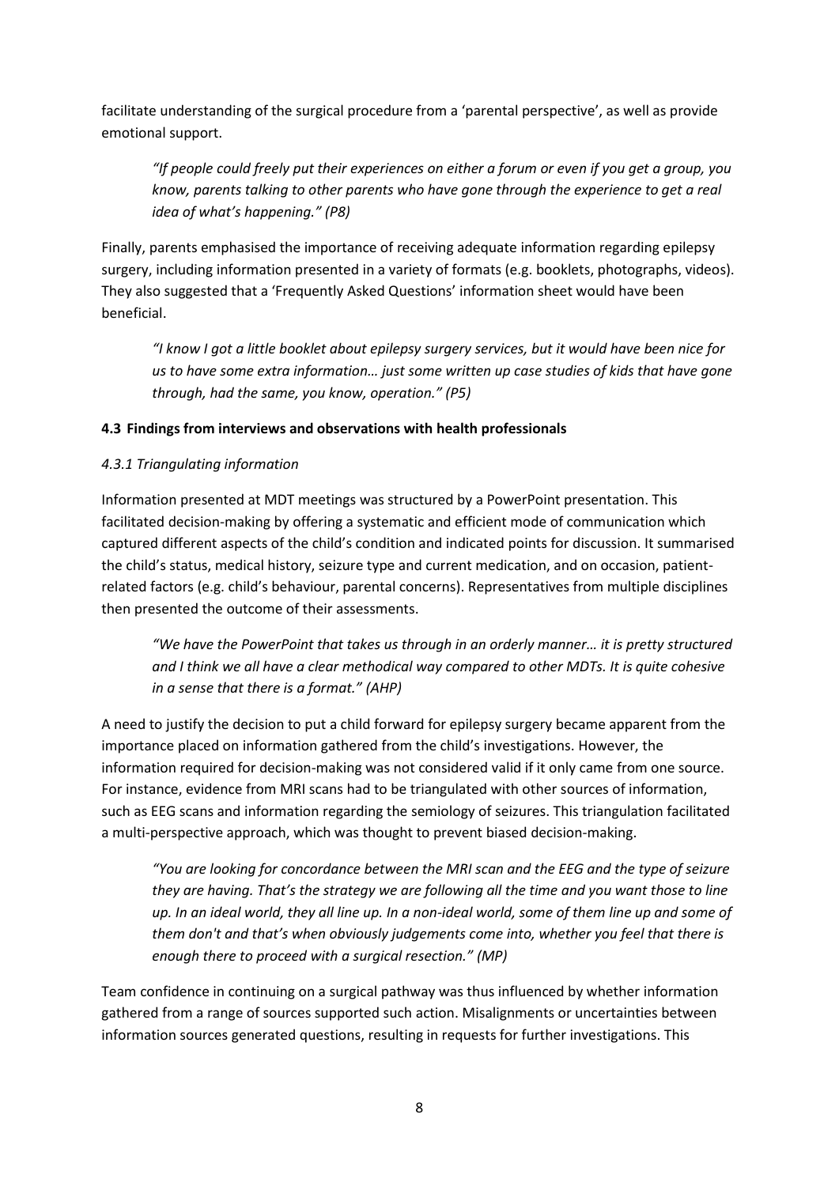facilitate understanding of the surgical procedure from a 'parental perspective', as well as provide emotional support.

> *"If people could freely put their experiences on either a forum or even if you get a group, you know, parents talking to other parents who have gone through the experience to get a real idea of what's happening." (P8)*

Finally, parents emphasised the importance of receiving adequate information regarding epilepsy surgery, including information presented in a variety of formats (e.g. booklets, photographs, videos). They also suggested that a 'Frequently Asked Questions' information sheet would have been beneficial.

> *"I know I got a little booklet about epilepsy surgery services, but it would have been nice for us to have some extra information… just some written up case studies of kids that have gone through, had the same, you know, operation." (P5)*

### 4.3 Findings from interviews and observations with health professionals

#### *4.3.1 Triangulating information*

Information presented at MDT meetings was structured by a PowerPoint presentation. This facilitated decision-making by offering a systematic and efficient mode of communication which captured different aspects of the child's condition and indicated points for discussion. It summarised the child's status, medical history, seizure type and current medication, and on occasion, patient-related factors (e.g. child's behaviour, parental concerns). Representatives from multiple disciplines then presented the outcome of their assessments.

> *"We have the PowerPoint that takes us through in an orderly manner… it is pretty structured and I think we all have a clear methodical way compared to other MDTs. It is quite cohesive in a sense that there is a format." (AHP)*

A need to justify the decision to put a child forward for epilepsy surgery became apparent from the importance placed on information gathered from the child's investigations. However, the information required for decision-making was not considered valid if it only came from one source. For instance, evidence from MRI scans had to be triangulated with other sources of information, such as EEG scans and information regarding the semiology of seizures. This triangulation facilitated a multi-perspective approach, which was thought to prevent biased decision-making.

> *"You are looking for concordance between the MRI scan and the EEG and the type of seizure they are having. That's the strategy we are following all the time and you want those to line up. In an ideal world, they all line up. In a non-ideal world, some of them line up and some of them don't and that's when obviously judgements come into, whether you feel that there is enough there to proceed with a surgical resection." (MP)*

Team confidence in continuing on a surgical pathway was thus influenced by whether information gathered from a range of sources supported such action. Misalignments or uncertainties between information sources generated questions, resulting in requests for further investigations. This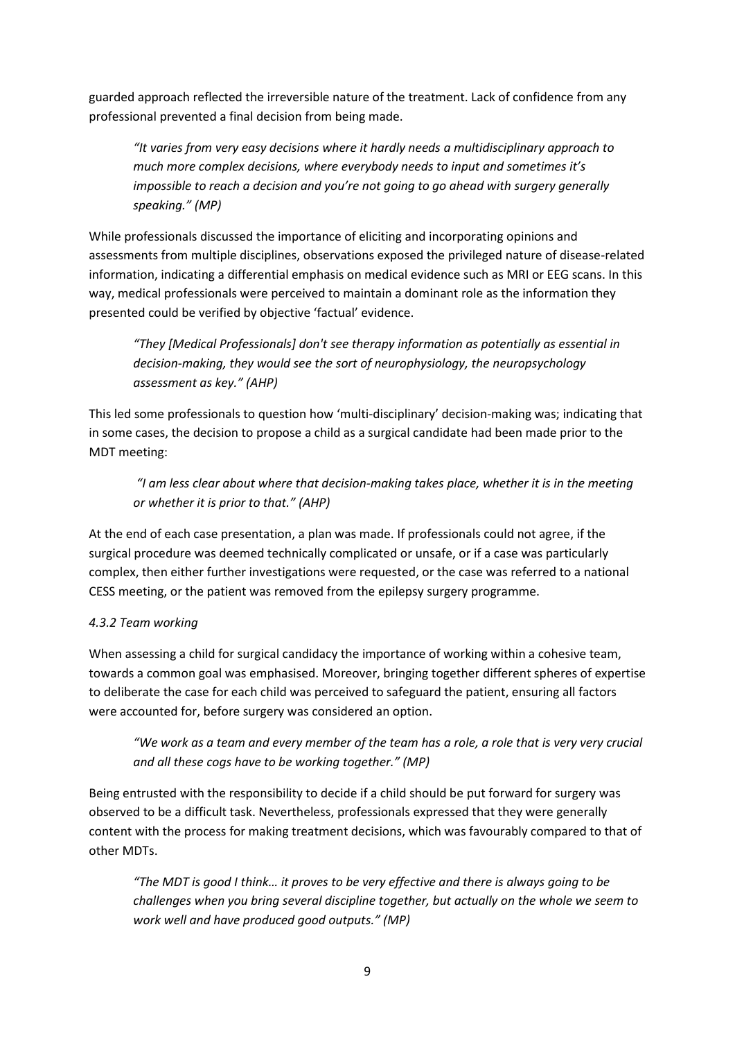guarded approach reflected the irreversible nature of the treatment. Lack of confidence from any professional prevented a final decision from being made.

> *"It varies from very easy decisions where it hardly needs a multidisciplinary approach to much more complex decisions, where everybody needs to input and sometimes it's impossible to reach a decision and you're not going to go ahead with surgery generally speaking." (MP)*

While professionals discussed the importance of eliciting and incorporating opinions and assessments from multiple disciplines, observations exposed the privileged nature of disease-related information, indicating a differential emphasis on medical evidence such as MRI or EEG scans. In this way, medical professionals were perceived to maintain a dominant role as the information they presented could be verified by objective 'factual' evidence.

> *"They [Medical Professionals] don't see therapy information as potentially as essential in decision-making, they would see the sort of neurophysiology, the neuropsychology assessment as key." (AHP)*

This led some professionals to question how 'multi-disciplinary' decision-making was; indicating that in some cases, the decision to propose a child as a surgical candidate had been made prior to the MDT meeting:

> *"I am less clear about where that decision-making takes place, whether it is in the meeting or whether it is prior to that." (AHP)*

At the end of each case presentation, a plan was made. If professionals could not agree, if the surgical procedure was deemed technically complicated or unsafe, or if a case was particularly complex, then either further investigations were requested, or the case was referred to a national CESS meeting, or the patient was removed from the epilepsy surgery programme.

#### *4.3.2 Team working*

When assessing a child for surgical candidacy the importance of working within a cohesive team, towards a common goal was emphasised. Moreover, bringing together different spheres of expertise to deliberate the case for each child was perceived to safeguard the patient, ensuring all factors were accounted for, before surgery was considered an option.

> *"We work as a team and every member of the team has a role, a role that is very very crucial and all these cogs have to be working together." (MP)*

Being entrusted with the responsibility to decide if a child should be put forward for surgery was observed to be a difficult task. Nevertheless, professionals expressed that they were generally content with the process for making treatment decisions, which was favourably compared to that of other MDTs.

> *"The MDT is good I think… it proves to be very effective and there is always going to be challenges when you bring several discipline together, but actually on the whole we seem to work well and have produced good outputs." (MP)*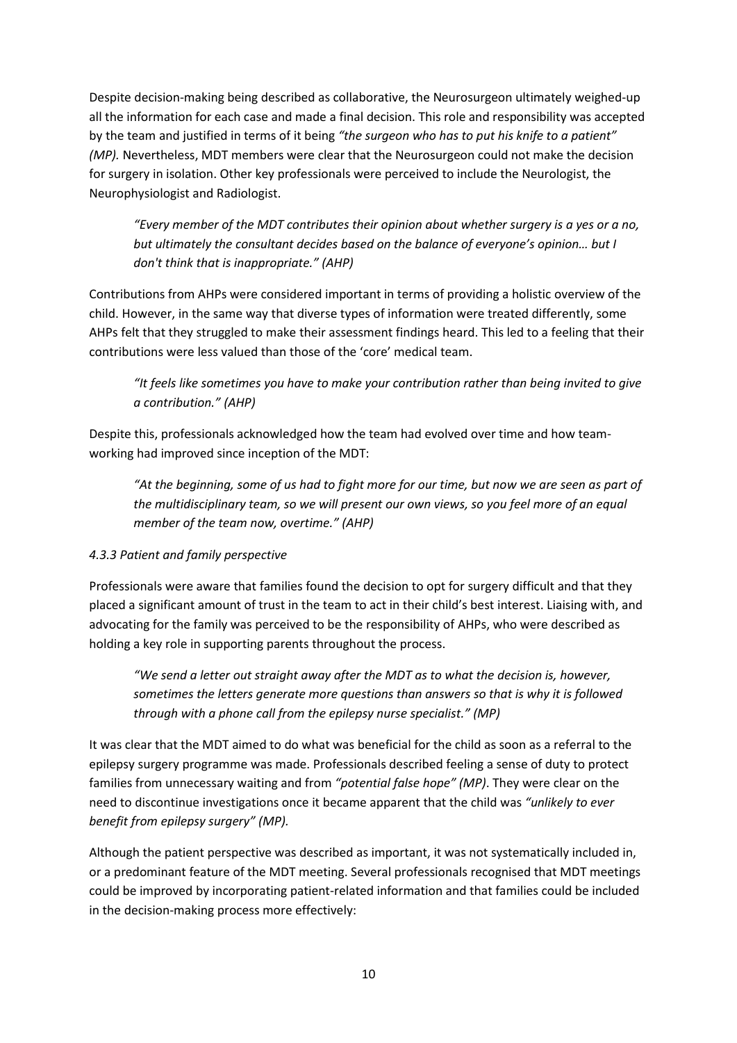Despite decision-making being described as collaborative, the Neurosurgeon ultimately weighed-up all the information for each case and made a final decision. This role and responsibility was accepted by the team and justified in terms of it being *"the surgeon who has to put his knife to a patient" (MP).* Nevertheless, MDT members were clear that the Neurosurgeon could not make the decision for surgery in isolation. Other key professionals were perceived to include the Neurologist, the Neurophysiologist and Radiologist.

> *"Every member of the MDT contributes their opinion about whether surgery is a yes or a no, but ultimately the consultant decides based on the balance of everyone's opinion… but I don't think that is inappropriate." (AHP)*

Contributions from AHPs were considered important in terms of providing a holistic overview of the child. However, in the same way that diverse types of information were treated differently, some AHPs felt that they struggled to make their assessment findings heard. This led to a feeling that their contributions were less valued than those of the 'core' medical team.

> *"It feels like sometimes you have to make your contribution rather than being invited to give a contribution." (AHP)*

Despite this, professionals acknowledged how the team had evolved over time and how team-working had improved since inception of the MDT:

> *"At the beginning, some of us had to fight more for our time, but now we are seen as part of the multidisciplinary team, so we will present our own views, so you feel more of an equal member of the team now, overtime." (AHP)*

#### *4.3.3 Patient and family perspective*

Professionals were aware that families found the decision to opt for surgery difficult and that they placed a significant amount of trust in the team to act in their child's best interest. Liaising with, and advocating for the family was perceived to be the responsibility of AHPs, who were described as holding a key role in supporting parents throughout the process.

> *"We send a letter out straight away after the MDT as to what the decision is, however, sometimes the letters generate more questions than answers so that is why it is followed through with a phone call from the epilepsy nurse specialist." (MP)*

It was clear that the MDT aimed to do what was beneficial for the child as soon as a referral to the epilepsy surgery programme was made. Professionals described feeling a sense of duty to protect families from unnecessary waiting and from *"potential false hope" (MP).* They were clear on the need to discontinue investigations once it became apparent that the child was *"unlikely to ever benefit from epilepsy surgery" (MP).*

Although the patient perspective was described as important, it was not systematically included in, or a predominant feature of the MDT meeting. Several professionals recognised that MDT meetings could be improved by incorporating patient-related information and that families could be included in the decision-making process more effectively: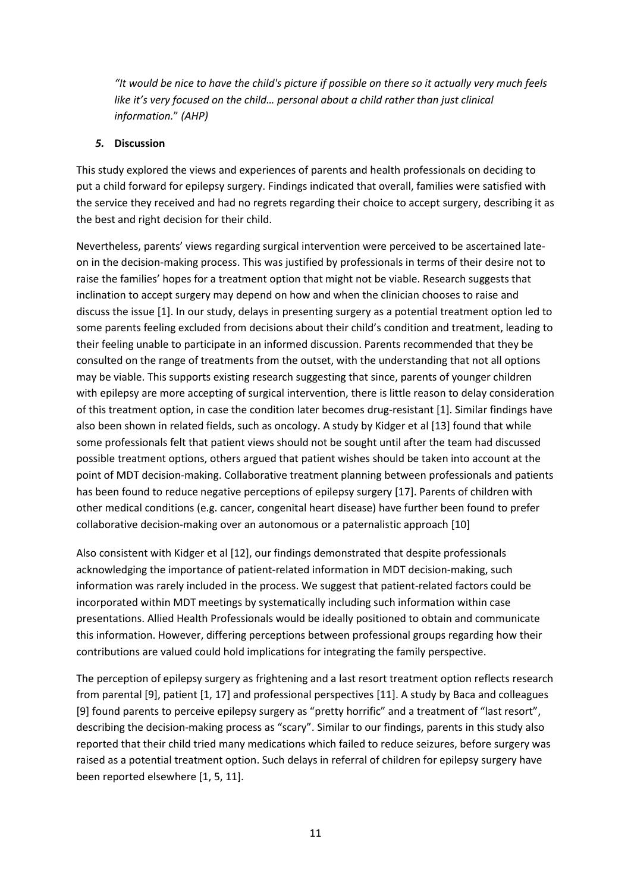*"It would be nice to have the child's picture if possible on there so it actually very much feels like it's very focused on the child… personal about a child rather than just clinical information."* *(AHP)*

## *5.* Discussion

This study explored the views and experiences of parents and health professionals on deciding to put a child forward for epilepsy surgery. Findings indicated that overall, families were satisfied with the service they received and had no regrets regarding their choice to accept surgery, describing it as the best and right decision for their child.

Nevertheless, parents' views regarding surgical intervention were perceived to be ascertained late-on in the decision-making process. This was justified by professionals in terms of their desire not to raise the families' hopes for a treatment option that might not be viable. Research suggests that inclination to accept surgery may depend on how and when the clinician chooses to raise and discuss the issue [1]. In our study, delays in presenting surgery as a potential treatment option led to some parents feeling excluded from decisions about their child's condition and treatment, leading to their feeling unable to participate in an informed discussion. Parents recommended that they be consulted on the range of treatments from the outset, with the understanding that not all options may be viable. This supports existing research suggesting that since, parents of younger children with epilepsy are more accepting of surgical intervention, there is little reason to delay consideration of this treatment option, in case the condition later becomes drug-resistant [1]. Similar findings have also been shown in related fields, such as oncology. A study by Kidger et al [13] found that while some professionals felt that patient views should not be sought until after the team had discussed possible treatment options, others argued that patient wishes should be taken into account at the point of MDT decision-making. Collaborative treatment planning between professionals and patients has been found to reduce negative perceptions of epilepsy surgery [17]. Parents of children with other medical conditions (e.g. cancer, congenital heart disease) have further been found to prefer collaborative decision-making over an autonomous or a paternalistic approach [10]

Also consistent with Kidger et al [12], our findings demonstrated that despite professionals acknowledging the importance of patient-related information in MDT decision-making, such information was rarely included in the process. We suggest that patient-related factors could be incorporated within MDT meetings by systematically including such information within case presentations. Allied Health Professionals would be ideally positioned to obtain and communicate this information. However, differing perceptions between professional groups regarding how their contributions are valued could hold implications for integrating the family perspective.

The perception of epilepsy surgery as frightening and a last resort treatment option reflects research from parental [9], patient [1, 17] and professional perspectives [11]. A study by Baca and colleagues [9] found parents to perceive epilepsy surgery as "pretty horrific" and a treatment of "last resort", describing the decision-making process as "scary". Similar to our findings, parents in this study also reported that their child tried many medications which failed to reduce seizures, before surgery was raised as a potential treatment option. Such delays in referral of children for epilepsy surgery have been reported elsewhere [1, 5, 11].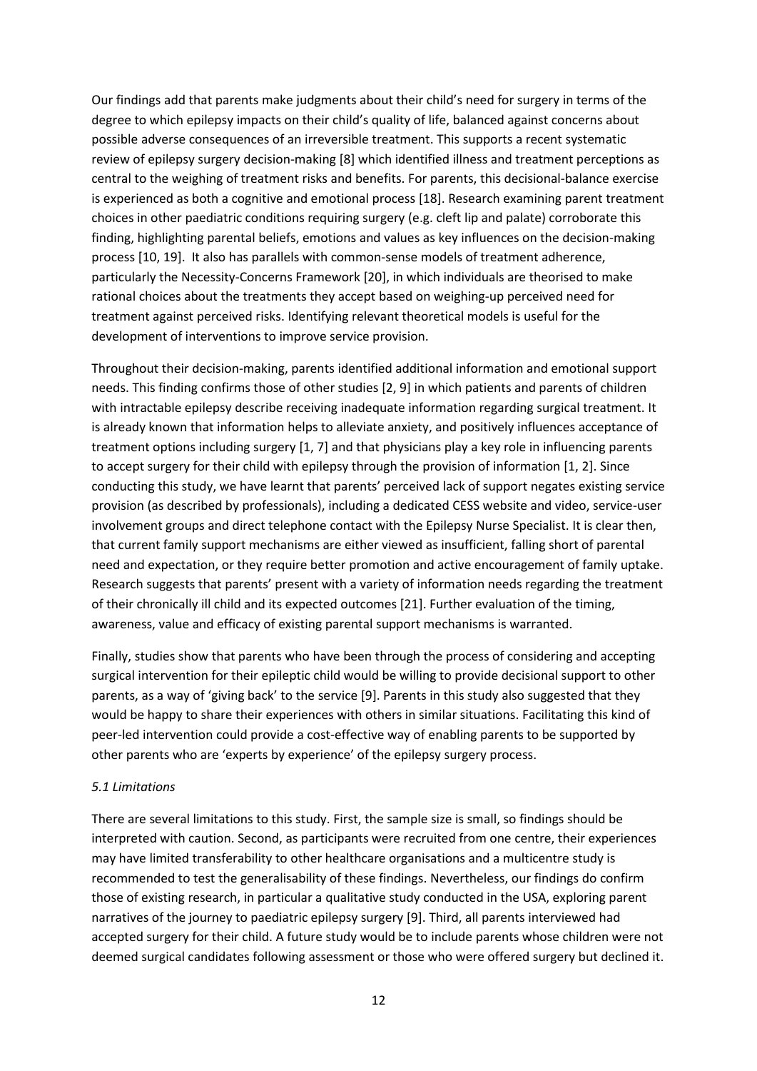Our findings add that parents make judgments about their child's need for surgery in terms of the degree to which epilepsy impacts on their child's quality of life, balanced against concerns about possible adverse consequences of an irreversible treatment. This supports a recent systematic review of epilepsy surgery decision-making [8] which identified illness and treatment perceptions as central to the weighing of treatment risks and benefits. For parents, this decisional-balance exercise is experienced as both a cognitive and emotional process [18]. Research examining parent treatment choices in other paediatric conditions requiring surgery (e.g. cleft lip and palate) corroborate this finding, highlighting parental beliefs, emotions and values as key influences on the decision-making process [10, 19]. It also has parallels with common-sense models of treatment adherence, particularly the Necessity-Concerns Framework [20], in which individuals are theorised to make rational choices about the treatments they accept based on weighing-up perceived need for treatment against perceived risks. Identifying relevant theoretical models is useful for the development of interventions to improve service provision.

Throughout their decision-making, parents identified additional information and emotional support needs. This finding confirms those of other studies [2, 9] in which patients and parents of children with intractable epilepsy describe receiving inadequate information regarding surgical treatment. It is already known that information helps to alleviate anxiety, and positively influences acceptance of treatment options including surgery [1, 7] and that physicians play a key role in influencing parents to accept surgery for their child with epilepsy through the provision of information [1, 2]. Since conducting this study, we have learnt that parents' perceived lack of support negates existing service provision (as described by professionals), including a dedicated CESS website and video, service-user involvement groups and direct telephone contact with the Epilepsy Nurse Specialist. It is clear then, that current family support mechanisms are either viewed as insufficient, falling short of parental need and expectation, or they require better promotion and active encouragement of family uptake. Research suggests that parents' present with a variety of information needs regarding the treatment of their chronically ill child and its expected outcomes [21]. Further evaluation of the timing, awareness, value and efficacy of existing parental support mechanisms is warranted.

Finally, studies show that parents who have been through the process of considering and accepting surgical intervention for their epileptic child would be willing to provide decisional support to other parents, as a way of 'giving back' to the service [9]. Parents in this study also suggested that they would be happy to share their experiences with others in similar situations. Facilitating this kind of peer-led intervention could provide a cost-effective way of enabling parents to be supported by other parents who are 'experts by experience' of the epilepsy surgery process.

### *5.1 Limitations*

There are several limitations to this study. First, the sample size is small, so findings should be interpreted with caution. Second, as participants were recruited from one centre, their experiences may have limited transferability to other healthcare organisations and a multicentre study is recommended to test the generalisability of these findings. Nevertheless, our findings do confirm those of existing research, in particular a qualitative study conducted in the USA, exploring parent narratives of the journey to paediatric epilepsy surgery [9]. Third, all parents interviewed had accepted surgery for their child. A future study would be to include parents whose children were not deemed surgical candidates following assessment or those who were offered surgery but declined it.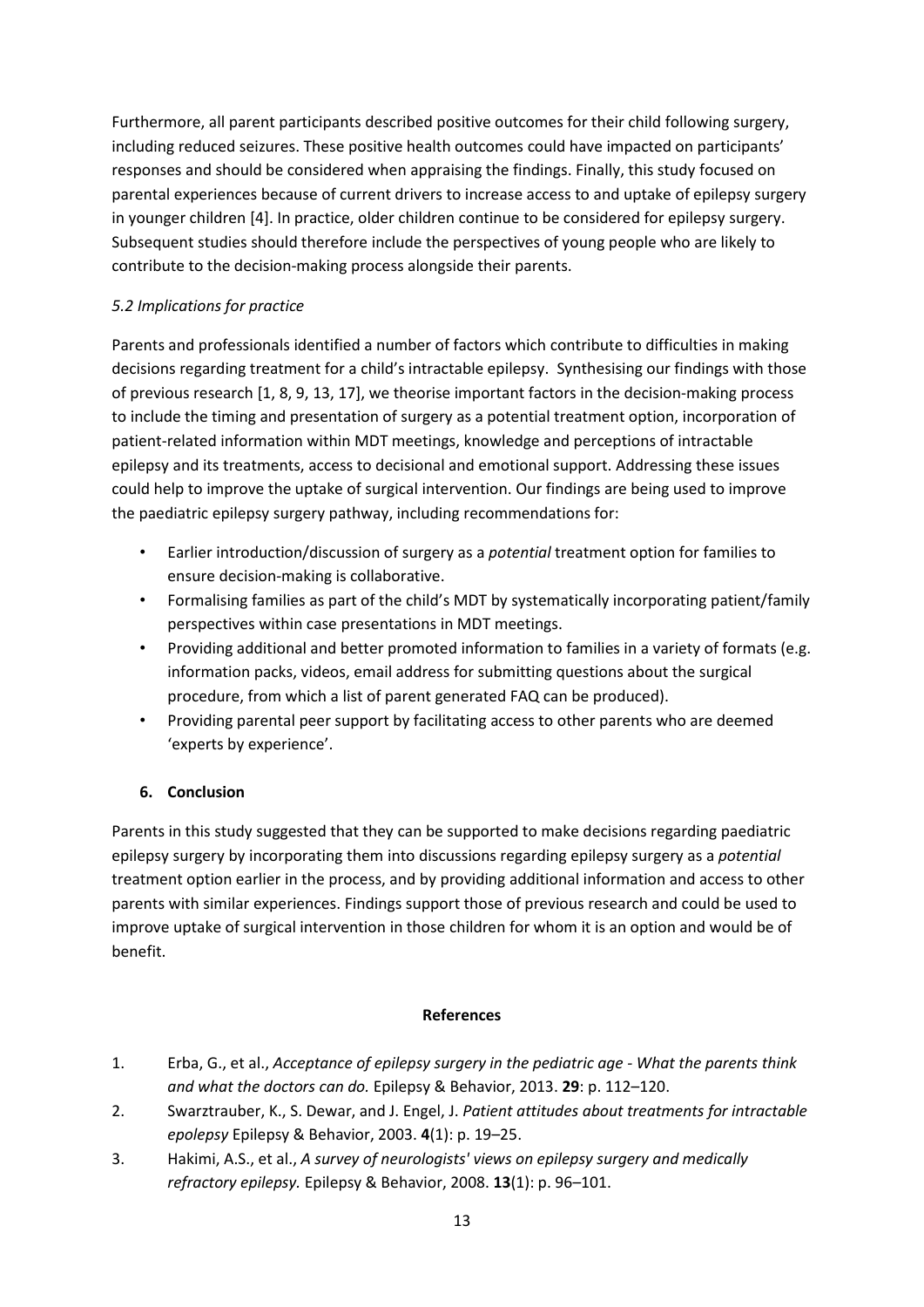Furthermore, all parent participants described positive outcomes for their child following surgery, including reduced seizures. These positive health outcomes could have impacted on participants' responses and should be considered when appraising the findings. Finally, this study focused on parental experiences because of current drivers to increase access to and uptake of epilepsy surgery in younger children [4]. In practice, older children continue to be considered for epilepsy surgery. Subsequent studies should therefore include the perspectives of young people who are likely to contribute to the decision-making process alongside their parents.

### *5.2 Implications for practice*

Parents and professionals identified a number of factors which contribute to difficulties in making decisions regarding treatment for a child's intractable epilepsy. Synthesising our findings with those of previous research [1, 8, 9, 13, 17], we theorise important factors in the decision-making process to include the timing and presentation of surgery as a potential treatment option, incorporation of patient-related information within MDT meetings, knowledge and perceptions of intractable epilepsy and its treatments, access to decisional and emotional support. Addressing these issues could help to improve the uptake of surgical intervention. Our findings are being used to improve the paediatric epilepsy surgery pathway, including recommendations for:

- Earlier introduction/discussion of surgery as a *potential* treatment option for families to ensure decision-making is collaborative.
- Formalising families as part of the child's MDT by systematically incorporating patient/family perspectives within case presentations in MDT meetings.
- Providing additional and better promoted information to families in a variety of formats (e.g. information packs, videos, email address for submitting questions about the surgical procedure, from which a list of parent generated FAQ can be produced).
- Providing parental peer support by facilitating access to other parents who are deemed 'experts by experience'.

## **6. Conclusion**

Parents in this study suggested that they can be supported to make decisions regarding paediatric epilepsy surgery by incorporating them into discussions regarding epilepsy surgery as a *potential* treatment option earlier in the process, and by providing additional information and access to other parents with similar experiences. Findings support those of previous research and could be used to improve uptake of surgical intervention in those children for whom it is an option and would be of benefit.

## **References**

1. Erba, G., et al., *Acceptance of epilepsy surgery in the pediatric age - What the parents think and what the doctors can do.* Epilepsy & Behavior, 2013. **29**: p. 112–120.
2. Swarztrauber, K., S. Dewar, and J. Engel, J. *Patient attitudes about treatments for intractable epolepsy* Epilepsy & Behavior, 2003. **4**(1): p. 19–25.
3. Hakimi, A.S., et al., *A survey of neurologists' views on epilepsy surgery and medically refractory epilepsy.* Epilepsy & Behavior, 2008. **13**(1): p. 96–101.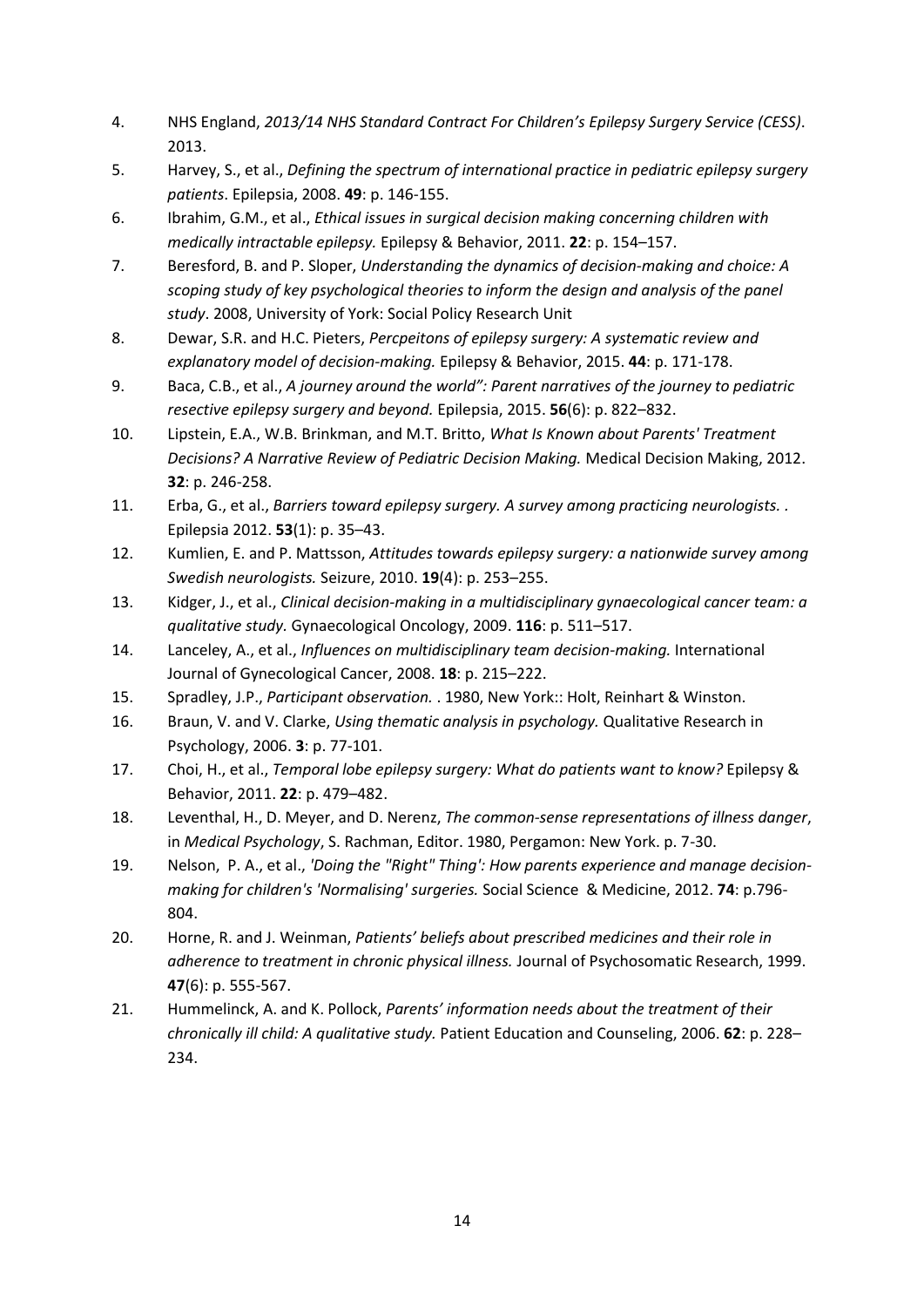4. NHS England, *2013/14 NHS Standard Contract For Children's Epilepsy Surgery Service (CESS)*. 2013.
5. Harvey, S., et al., *Defining the spectrum of international practice in pediatric epilepsy surgery patients*. Epilepsia, 2008. **49**: p. 146-155.
6. Ibrahim, G.M., et al., *Ethical issues in surgical decision making concerning children with medically intractable epilepsy.* Epilepsy & Behavior, 2011. **22**: p. 154–157.
7. Beresford, B. and P. Sloper, *Understanding the dynamics of decision-making and choice: A scoping study of key psychological theories to inform the design and analysis of the panel study*. 2008, University of York: Social Policy Research Unit
8. Dewar, S.R. and H.C. Pieters, *Percpeitons of epilepsy surgery: A systematic review and explanatory model of decision-making.* Epilepsy & Behavior, 2015. **44**: p. 171-178.
9. Baca, C.B., et al., *A journey around the world": Parent narratives of the journey to pediatric resective epilepsy surgery and beyond.* Epilepsia, 2015. **56**(6): p. 822–832.
10. Lipstein, E.A., W.B. Brinkman, and M.T. Britto, *What Is Known about Parents' Treatment Decisions? A Narrative Review of Pediatric Decision Making.* Medical Decision Making, 2012. **32**: p. 246-258.
11. Erba, G., et al., *Barriers toward epilepsy surgery. A survey among practicing neurologists.* . Epilepsia 2012. **53**(1): p. 35–43.
12. Kumlien, E. and P. Mattsson, *Attitudes towards epilepsy surgery: a nationwide survey among Swedish neurologists.* Seizure, 2010. **19**(4): p. 253–255.
13. Kidger, J., et al., *Clinical decision-making in a multidisciplinary gynaecological cancer team: a qualitative study.* Gynaecological Oncology, 2009. **116**: p. 511–517.
14. Lanceley, A., et al., *Influences on multidisciplinary team decision-making.* International Journal of Gynecological Cancer, 2008. **18**: p. 215–222.
15. Spradley, J.P., *Participant observation.* . 1980, New York:: Holt, Reinhart & Winston.
16. Braun, V. and V. Clarke, *Using thematic analysis in psychology.* Qualitative Research in Psychology, 2006. **3**: p. 77-101.
17. Choi, H., et al., *Temporal lobe epilepsy surgery: What do patients want to know?* Epilepsy & Behavior, 2011. **22**: p. 479–482.
18. Leventhal, H., D. Meyer, and D. Nerenz, *The common-sense representations of illness danger*, in *Medical Psychology*, S. Rachman, Editor. 1980, Pergamon: New York. p. 7-30.
19. Nelson, P. A., et al., *'Doing the "Right" Thing': How parents experience and manage decision-making for children's 'Normalising' surgeries.* Social Science & Medicine, 2012. **74**: p.796-804.
20. Horne, R. and J. Weinman, *Patients' beliefs about prescribed medicines and their role in adherence to treatment in chronic physical illness.* Journal of Psychosomatic Research, 1999. **47**(6): p. 555-567.
21. Hummelinck, A. and K. Pollock, *Parents' information needs about the treatment of their chronically ill child: A qualitative study.* Patient Education and Counseling, 2006. **62**: p. 228–234.